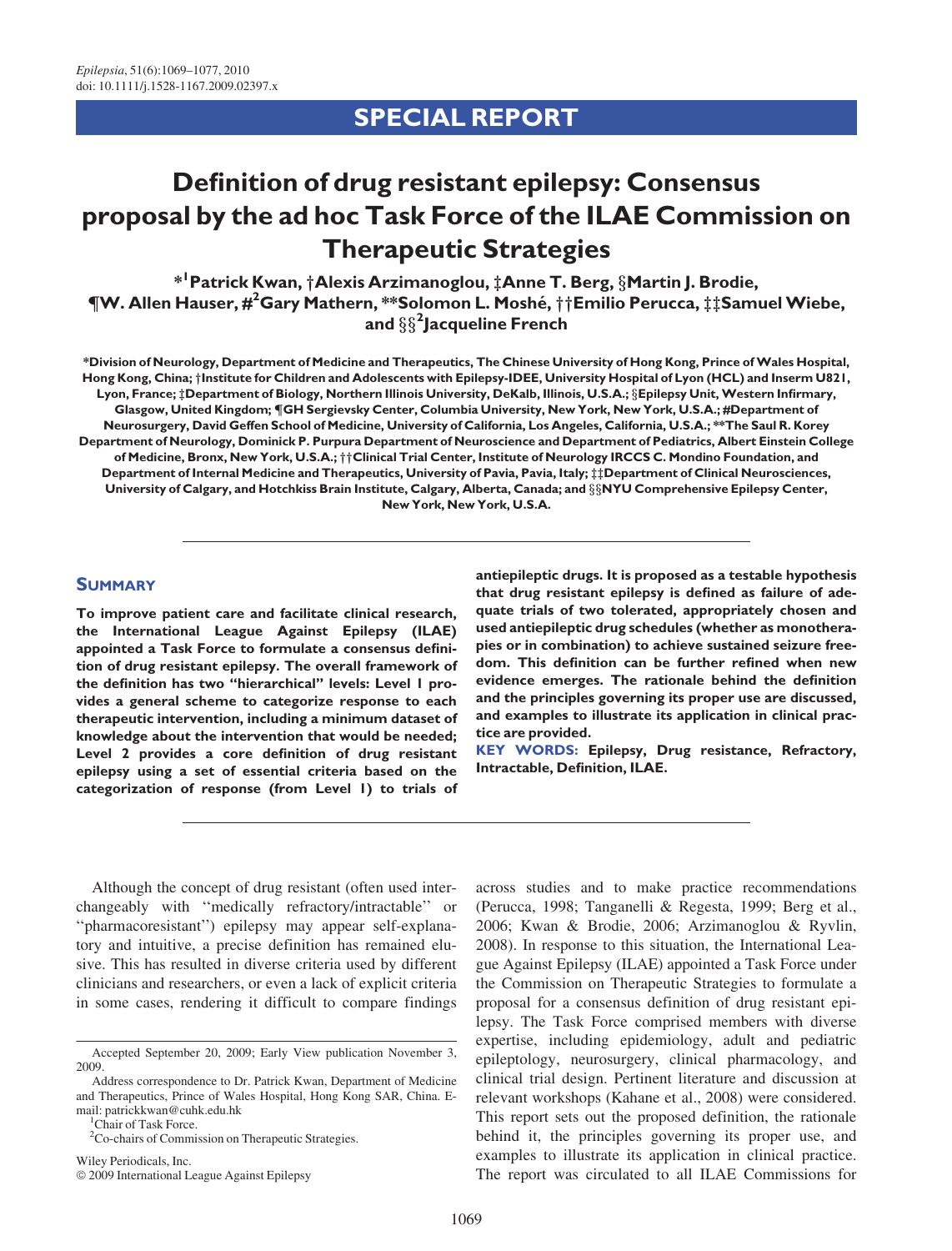# SPECIAL REPORT

# Definition of drug resistant epilepsy: Consensus proposal by the ad hoc Task Force of the ILAE Commission on Therapeutic Strategies

**\*[1]Patrick Kwan, †Alexis Arzimanoglou, ‡Anne T. Berg, §Martin J. Brodie, ¶W. Allen Hauser, #[2]Gary Mathern, \*\*Solomon L. Moshé, ††Emilio Perucca, ‡‡Samuel Wiebe, and §§[2]Jacqueline French**

\*Division of Neurology, Department of Medicine and Therapeutics, The Chinese University of Hong Kong, Prince of Wales Hospital, Hong Kong, China; †Institute for Children and Adolescents with Epilepsy-IDEE, University Hospital of Lyon (HCL) and Inserm U821, Lyon, France; ‡Department of Biology, Northern Illinois University, DeKalb, Illinois, U.S.A.; §Epilepsy Unit, Western Infirmary, Glasgow, United Kingdom; ¶GH Sergievsky Center, Columbia University, New York, New York, U.S.A.; #Department of Neurosurgery, David Geffen School of Medicine, University of California, Los Angeles, California, U.S.A.; \*\*The Saul R. Korey Department of Neurology, Dominick P. Purpura Department of Neuroscience and Department of Pediatrics, Albert Einstein College of Medicine, Bronx, New York, U.S.A.; ††Clinical Trial Center, Institute of Neurology IRCCS C. Mondino Foundation, and Department of Internal Medicine and Therapeutics, University of Pavia, Pavia, Italy; ‡‡Department of Clinical Neurosciences, University of Calgary, and Hotchkiss Brain Institute, Calgary, Alberta, Canada; and §§NYU Comprehensive Epilepsy Center, New York, New York, U.S.A.

## Summary

**To improve patient care and facilitate clinical research, the International League Against Epilepsy (ILAE) appointed a Task Force to formulate a consensus definition of drug resistant epilepsy. The overall framework of the definition has two "hierarchical" levels: Level 1 provides a general scheme to categorize response to each therapeutic intervention, including a minimum dataset of knowledge about the intervention that would be needed; Level 2 provides a core definition of drug resistant epilepsy using a set of essential criteria based on the categorization of response (from Level 1) to trials of antiepileptic drugs. It is proposed as a testable hypothesis that drug resistant epilepsy is defined as failure of adequate trials of two tolerated, appropriately chosen and used antiepileptic drug schedules (whether as monotherapies or in combination) to achieve sustained seizure freedom. This definition can be further refined when new evidence emerges. The rationale behind the definition and the principles governing its proper use are discussed, and examples to illustrate its application in clinical practice are provided.**

**KEY WORDS:** **Epilepsy, Drug resistance, Refractory, Intractable, Definition, ILAE.**

Although the concept of drug resistant (often used interchangeably with ''medically refractory/intractable'' or ''pharmacoresistant'') epilepsy may appear self-explanatory and intuitive, a precise definition has remained elusive. This has resulted in diverse criteria used by different clinicians and researchers, or even a lack of explicit criteria in some cases, rendering it difficult to compare findings across studies and to make practice recommendations (Perucca, 1998; Tanganelli & Regesta, 1999; Berg et al., 2006; Kwan & Brodie, 2006; Arzimanoglou & Ryvlin, 2008). In response to this situation, the International League Against Epilepsy (ILAE) appointed a Task Force under the Commission on Therapeutic Strategies to formulate a proposal for a consensus definition of drug resistant epilepsy. The Task Force comprised members with diverse expertise, including epidemiology, adult and pediatric epileptology, neurosurgery, clinical pharmacology, and clinical trial design. Pertinent literature and discussion at relevant workshops (Kahane et al., 2008) were considered. This report sets out the proposed definition, the rationale behind it, the principles governing its proper use, and examples to illustrate its application in clinical practice. The report was circulated to all ILAE Commissions for

Accepted September 20, 2009; Early View publication November 3, 2009.

Address correspondence to Dr. Patrick Kwan, Department of Medicine and Therapeutics, Prince of Wales Hospital, Hong Kong SAR, China. E-mail: patrickkwan@cuhk.edu.hk

[1]Chair of Task Force.

[2]Co-chairs of Commission on Therapeutic Strategies.

Wiley Periodicals, Inc.
© 2009 International League Against Epilepsy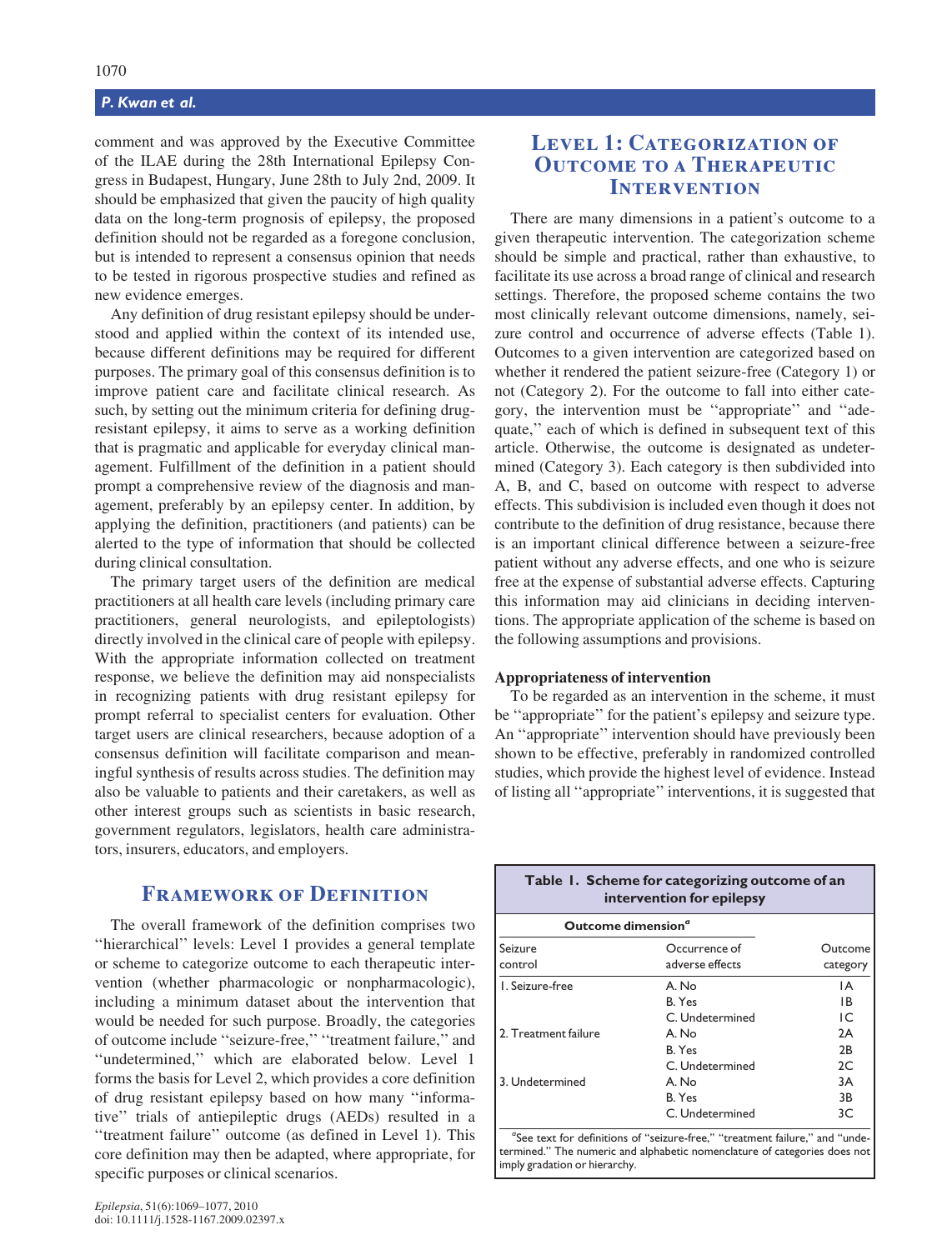comment and was approved by the Executive Committee of the ILAE during the 28th International Epilepsy Congress in Budapest, Hungary, June 28th to July 2nd, 2009. It should be emphasized that given the paucity of high quality data on the long-term prognosis of epilepsy, the proposed definition should not be regarded as a foregone conclusion, but is intended to represent a consensus opinion that needs to be tested in rigorous prospective studies and refined as new evidence emerges.

Any definition of drug resistant epilepsy should be understood and applied within the context of its intended use, because different definitions may be required for different purposes. The primary goal of this consensus definition is to improve patient care and facilitate clinical research. As such, by setting out the minimum criteria for defining drug-resistant epilepsy, it aims to serve as a working definition that is pragmatic and applicable for everyday clinical management. Fulfillment of the definition in a patient should prompt a comprehensive review of the diagnosis and management, preferably by an epilepsy center. In addition, by applying the definition, practitioners (and patients) can be alerted to the type of information that should be collected during clinical consultation.

The primary target users of the definition are medical practitioners at all health care levels (including primary care practitioners, general neurologists, and epileptologists) directly involved in the clinical care of people with epilepsy. With the appropriate information collected on treatment response, we believe the definition may aid nonspecialists in recognizing patients with drug resistant epilepsy for prompt referral to specialist centers for evaluation. Other target users are clinical researchers, because adoption of a consensus definition will facilitate comparison and meaningful synthesis of results across studies. The definition may also be valuable to patients and their caretakers, as well as other interest groups such as scientists in basic research, government regulators, legislators, health care administrators, insurers, educators, and employers.

## Framework of Definition

The overall framework of the definition comprises two ''hierarchical'' levels: Level 1 provides a general template or scheme to categorize outcome to each therapeutic intervention (whether pharmacologic or nonpharmacologic), including a minimum dataset about the intervention that would be needed for such purpose. Broadly, the categories of outcome include ''seizure-free,'' ''treatment failure,'' and ''undetermined,'' which are elaborated below. Level 1 forms the basis for Level 2, which provides a core definition of drug resistant epilepsy based on how many ''informative'' trials of antiepileptic drugs (AEDs) resulted in a ''treatment failure'' outcome (as defined in Level 1). This core definition may then be adapted, where appropriate, for specific purposes or clinical scenarios.

## Level 1: Categorization of Outcome to a Therapeutic Intervention

There are many dimensions in a patient's outcome to a given therapeutic intervention. The categorization scheme should be simple and practical, rather than exhaustive, to facilitate its use across a broad range of clinical and research settings. Therefore, the proposed scheme contains the two most clinically relevant outcome dimensions, namely, seizure control and occurrence of adverse effects (Table 1). Outcomes to a given intervention are categorized based on whether it rendered the patient seizure-free (Category 1) or not (Category 2). For the outcome to fall into either category, the intervention must be ''appropriate'' and ''adequate,'' each of which is defined in subsequent text of this article. Otherwise, the outcome is designated as undetermined (Category 3). Each category is then subdivided into A, B, and C, based on outcome with respect to adverse effects. This subdivision is included even though it does not contribute to the definition of drug resistance, because there is an important clinical difference between a seizure-free patient without any adverse effects, and one who is seizure free at the expense of substantial adverse effects. Capturing this information may aid clinicians in deciding interventions. The appropriate application of the scheme is based on the following assumptions and provisions.

### Appropriateness of intervention

To be regarded as an intervention in the scheme, it must be ''appropriate'' for the patient's epilepsy and seizure type. An ''appropriate'' intervention should have previously been shown to be effective, preferably in randomized controlled studies, which provide the highest level of evidence. Instead of listing all ''appropriate'' interventions, it is suggested that

**Table 1. Scheme for categorizing outcome of an intervention for epilepsy**

| Outcome dimension[a] | | |
|---|---|---|
| Seizure control | Occurrence of adverse effects | Outcome category |
| 1. Seizure-free | A. No | 1A |
| | B. Yes | 1B |
| | C. Undetermined | 1C |
| 2. Treatment failure | A. No | 2A |
| | B. Yes | 2B |
| | C. Undetermined | 2C |
| 3. Undetermined | A. No | 3A |
| | B. Yes | 3B |
| | C. Undetermined | 3C |

[a]See text for definitions of ''seizure-free,'' ''treatment failure,'' and ''undetermined.'' The numeric and alphabetic nomenclature of categories does not imply gradation or hierarchy.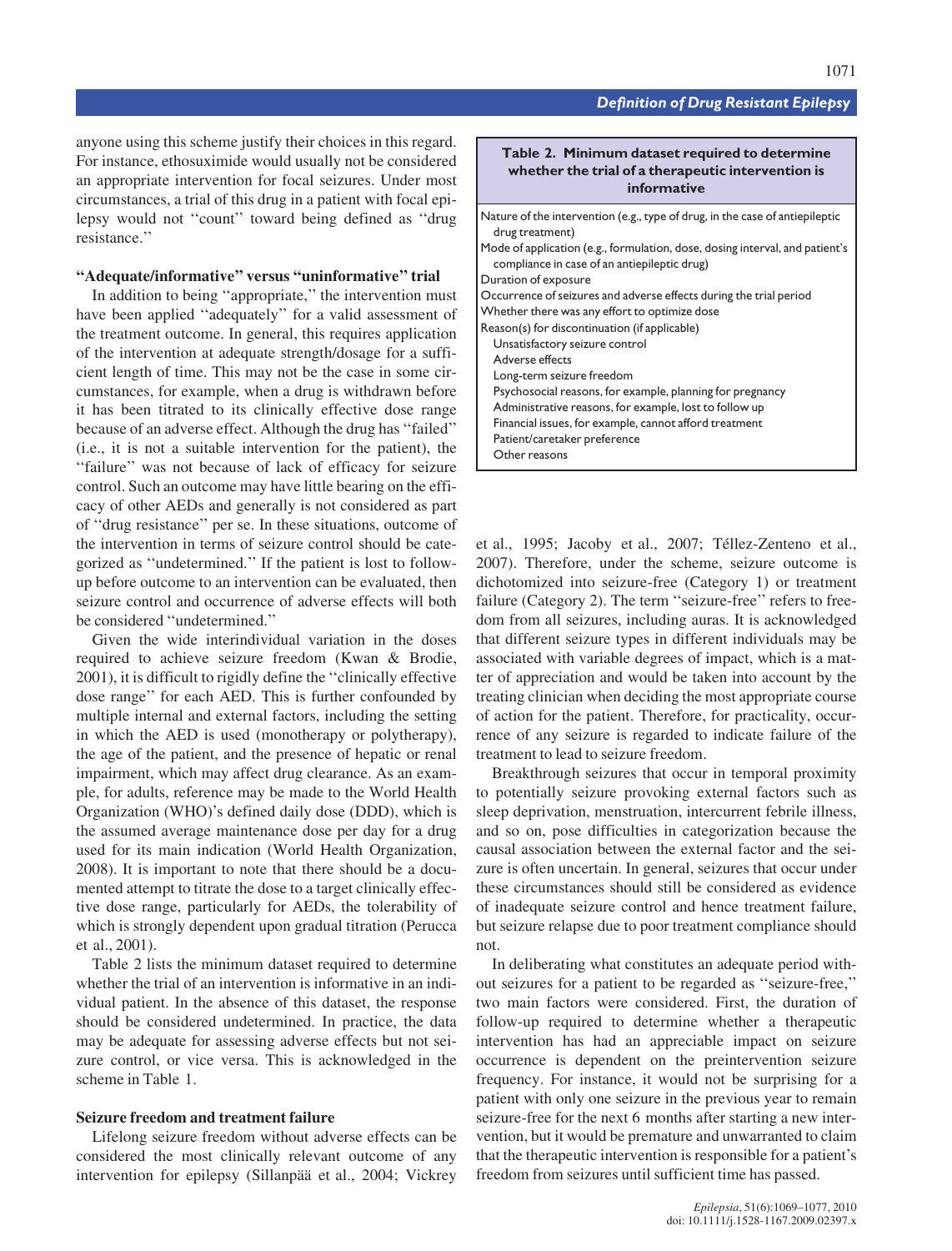anyone using this scheme justify their choices in this regard. For instance, ethosuximide would usually not be considered an appropriate intervention for focal seizures. Under most circumstances, a trial of this drug in a patient with focal epilepsy would not ''count'' toward being defined as ''drug resistance.''

### ''Adequate/informative'' versus ''uninformative'' trial

In addition to being ''appropriate,'' the intervention must have been applied ''adequately'' for a valid assessment of the treatment outcome. In general, this requires application of the intervention at adequate strength/dosage for a sufficient length of time. This may not be the case in some circumstances, for example, when a drug is withdrawn before it has been titrated to its clinically effective dose range because of an adverse effect. Although the drug has ''failed'' (i.e., it is not a suitable intervention for the patient), the ''failure'' was not because of lack of efficacy for seizure control. Such an outcome may have little bearing on the efficacy of other AEDs and generally is not considered as part of ''drug resistance'' per se. In these situations, outcome of the intervention in terms of seizure control should be categorized as ''undetermined.'' If the patient is lost to follow-up before outcome to an intervention can be evaluated, then seizure control and occurrence of adverse effects will both be considered ''undetermined.''

Given the wide interindividual variation in the doses required to achieve seizure freedom (Kwan & Brodie, 2001), it is difficult to rigidly define the ''clinically effective dose range'' for each AED. This is further confounded by multiple internal and external factors, including the setting in which the AED is used (monotherapy or polytherapy), the age of the patient, and the presence of hepatic or renal impairment, which may affect drug clearance. As an example, for adults, reference may be made to the World Health Organization (WHO)'s defined daily dose (DDD), which is the assumed average maintenance dose per day for a drug used for its main indication (World Health Organization, 2008). It is important to note that there should be a documented attempt to titrate the dose to a target clinically effective dose range, particularly for AEDs, the tolerability of which is strongly dependent upon gradual titration (Perucca et al., 2001).

Table 2 lists the minimum dataset required to determine whether the trial of an intervention is informative in an individual patient. In the absence of this dataset, the response should be considered undetermined. In practice, the data may be adequate for assessing adverse effects but not seizure control, or vice versa. This is acknowledged in the scheme in Table 1.

**Table 2. Minimum dataset required to determine whether the trial of a therapeutic intervention is informative**

| |
|---|
| Nature of the intervention (e.g., type of drug, in the case of antiepileptic drug treatment) |
| Mode of application (e.g., formulation, dose, dosing interval, and patient's compliance in case of an antiepileptic drug) |
| Duration of exposure |
| Occurrence of seizures and adverse effects during the trial period |
| Whether there was any effort to optimize dose |
| Reason(s) for discontinuation (if applicable) |
| Unsatisfactory seizure control |
| Adverse effects |
| Long-term seizure freedom |
| Psychosocial reasons, for example, planning for pregnancy |
| Administrative reasons, for example, lost to follow up |
| Financial issues, for example, cannot afford treatment |
| Patient/caretaker preference |
| Other reasons |

### Seizure freedom and treatment failure

Lifelong seizure freedom without adverse effects can be considered the most clinically relevant outcome of any intervention for epilepsy (Sillanpää et al., 2004; Vickrey et al., 1995; Jacoby et al., 2007; Téllez-Zenteno et al., 2007). Therefore, under the scheme, seizure outcome is dichotomized into seizure-free (Category 1) or treatment failure (Category 2). The term ''seizure-free'' refers to freedom from all seizures, including auras. It is acknowledged that different seizure types in different individuals may be associated with variable degrees of impact, which is a matter of appreciation and would be taken into account by the treating clinician when deciding the most appropriate course of action for the patient. Therefore, for practicality, occurrence of any seizure is regarded to indicate failure of the treatment to lead to seizure freedom.

Breakthrough seizures that occur in temporal proximity to potentially seizure provoking external factors such as sleep deprivation, menstruation, intercurrent febrile illness, and so on, pose difficulties in categorization because the causal association between the external factor and the seizure is often uncertain. In general, seizures that occur under these circumstances should still be considered as evidence of inadequate seizure control and hence treatment failure, but seizure relapse due to poor treatment compliance should not.

In deliberating what constitutes an adequate period without seizures for a patient to be regarded as ''seizure-free,'' two main factors were considered. First, the duration of follow-up required to determine whether a therapeutic intervention has had an appreciable impact on seizure occurrence is dependent on the preintervention seizure frequency. For instance, it would not be surprising for a patient with only one seizure in the previous year to remain seizure-free for the next 6 months after starting a new intervention, but it would be premature and unwarranted to claim that the therapeutic intervention is responsible for a patient's freedom from seizures until sufficient time has passed.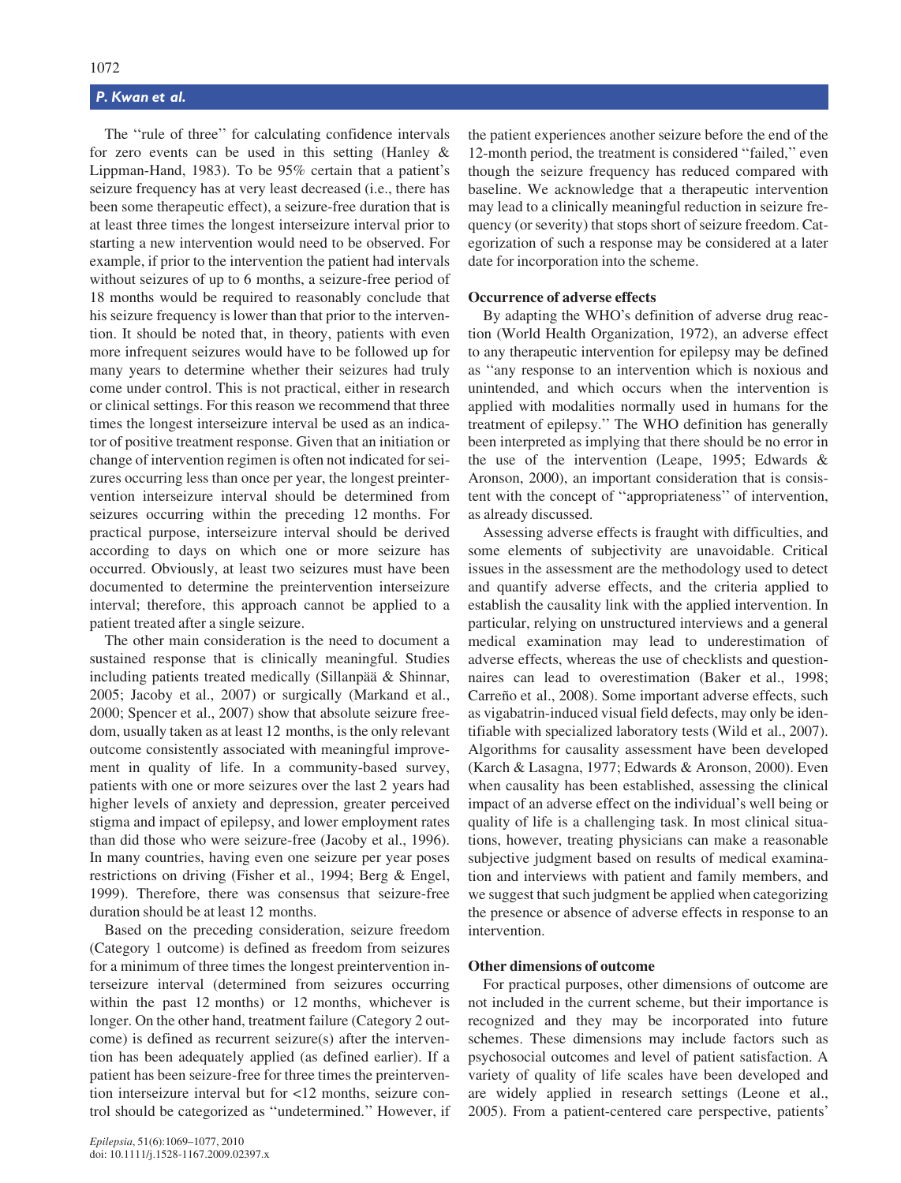The "rule of three" for calculating confidence intervals for zero events can be used in this setting (Hanley & Lippman-Hand, 1983). To be 95% certain that a patient's seizure frequency has at very least decreased (i.e., there has been some therapeutic effect), a seizure-free duration that is at least three times the longest interseizure interval prior to starting a new intervention would need to be observed. For example, if prior to the intervention the patient had intervals without seizures of up to 6 months, a seizure-free period of 18 months would be required to reasonably conclude that his seizure frequency is lower than that prior to the intervention. It should be noted that, in theory, patients with even more infrequent seizures would have to be followed up for many years to determine whether their seizures had truly come under control. This is not practical, either in research or clinical settings. For this reason we recommend that three times the longest interseizure interval be used as an indicator of positive treatment response. Given that an initiation or change of intervention regimen is often not indicated for seizures occurring less than once per year, the longest preintervention interseizure interval should be determined from seizures occurring within the preceding 12 months. For practical purpose, interseizure interval should be derived according to days on which one or more seizure has occurred. Obviously, at least two seizures must have been documented to determine the preintervention interseizure interval; therefore, this approach cannot be applied to a patient treated after a single seizure.

The other main consideration is the need to document a sustained response that is clinically meaningful. Studies including patients treated medically (Sillanpää & Shinnar, 2005; Jacoby et al., 2007) or surgically (Markand et al., 2000; Spencer et al., 2007) show that absolute seizure freedom, usually taken as at least 12 months, is the only relevant outcome consistently associated with meaningful improvement in quality of life. In a community-based survey, patients with one or more seizures over the last 2 years had higher levels of anxiety and depression, greater perceived stigma and impact of epilepsy, and lower employment rates than did those who were seizure-free (Jacoby et al., 1996). In many countries, having even one seizure per year poses restrictions on driving (Fisher et al., 1994; Berg & Engel, 1999). Therefore, there was consensus that seizure-free duration should be at least 12 months.

Based on the preceding consideration, seizure freedom (Category 1 outcome) is defined as freedom from seizures for a minimum of three times the longest preintervention interseizure interval (determined from seizures occurring within the past 12 months) or 12 months, whichever is longer. On the other hand, treatment failure (Category 2 outcome) is defined as recurrent seizure(s) after the intervention has been adequately applied (as defined earlier). If a patient has been seizure-free for three times the preintervention interseizure interval but for <12 months, seizure control should be categorized as "undetermined." However, if the patient experiences another seizure before the end of the 12-month period, the treatment is considered "failed," even though the seizure frequency has reduced compared with baseline. We acknowledge that a therapeutic intervention may lead to a clinically meaningful reduction in seizure frequency (or severity) that stops short of seizure freedom. Categorization of such a response may be considered at a later date for incorporation into the scheme.

### Occurrence of adverse effects

By adapting the WHO's definition of adverse drug reaction (World Health Organization, 1972), an adverse effect to any therapeutic intervention for epilepsy may be defined as "any response to an intervention which is noxious and unintended, and which occurs when the intervention is applied with modalities normally used in humans for the treatment of epilepsy." The WHO definition has generally been interpreted as implying that there should be no error in the use of the intervention (Leape, 1995; Edwards & Aronson, 2000), an important consideration that is consistent with the concept of "appropriateness" of intervention, as already discussed.

Assessing adverse effects is fraught with difficulties, and some elements of subjectivity are unavoidable. Critical issues in the assessment are the methodology used to detect and quantify adverse effects, and the criteria applied to establish the causality link with the applied intervention. In particular, relying on unstructured interviews and a general medical examination may lead to underestimation of adverse effects, whereas the use of checklists and questionnaires can lead to overestimation (Baker et al., 1998; Carreño et al., 2008). Some important adverse effects, such as vigabatrin-induced visual field defects, may only be identifiable with specialized laboratory tests (Wild et al., 2007). Algorithms for causality assessment have been developed (Karch & Lasagna, 1977; Edwards & Aronson, 2000). Even when causality has been established, assessing the clinical impact of an adverse effect on the individual's well being or quality of life is a challenging task. In most clinical situations, however, treating physicians can make a reasonable subjective judgment based on results of medical examination and interviews with patient and family members, and we suggest that such judgment be applied when categorizing the presence or absence of adverse effects in response to an intervention.

### Other dimensions of outcome

For practical purposes, other dimensions of outcome are not included in the current scheme, but their importance is recognized and they may be incorporated into future schemes. These dimensions may include factors such as psychosocial outcomes and level of patient satisfaction. A variety of quality of life scales have been developed and are widely applied in research settings (Leone et al., 2005). From a patient-centered care perspective, patients'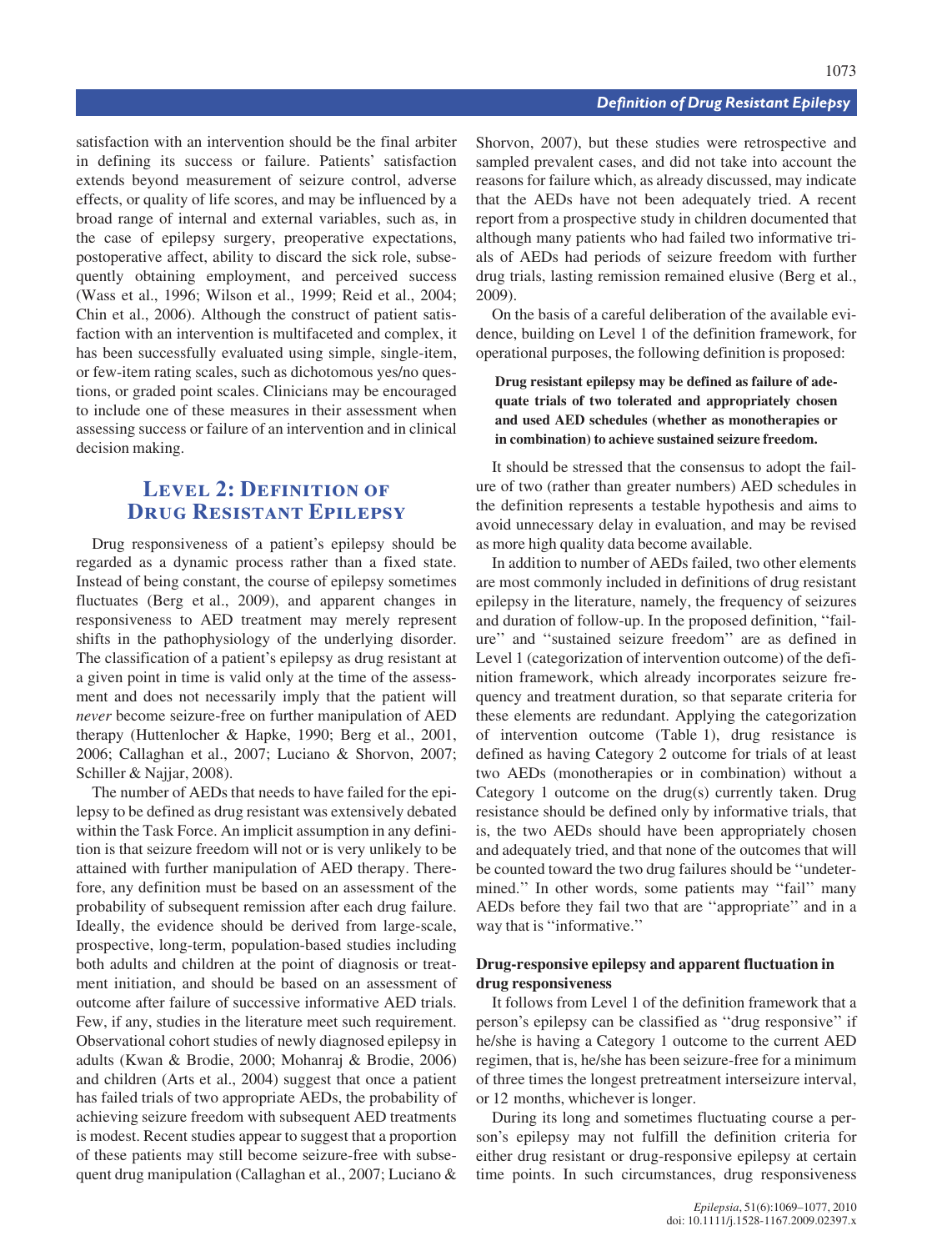satisfaction with an intervention should be the final arbiter in defining its success or failure. Patients' satisfaction extends beyond measurement of seizure control, adverse effects, or quality of life scores, and may be influenced by a broad range of internal and external variables, such as, in the case of epilepsy surgery, preoperative expectations, postoperative affect, ability to discard the sick role, subsequently obtaining employment, and perceived success (Wass et al., 1996; Wilson et al., 1999; Reid et al., 2004; Chin et al., 2006). Although the construct of patient satisfaction with an intervention is multifaceted and complex, it has been successfully evaluated using simple, single-item, or few-item rating scales, such as dichotomous yes/no questions, or graded point scales. Clinicians may be encouraged to include one of these measures in their assessment when assessing success or failure of an intervention and in clinical decision making.

## Level 2: Definition of Drug Resistant Epilepsy

Drug responsiveness of a patient's epilepsy should be regarded as a dynamic process rather than a fixed state. Instead of being constant, the course of epilepsy sometimes fluctuates (Berg et al., 2009), and apparent changes in responsiveness to AED treatment may merely represent shifts in the pathophysiology of the underlying disorder. The classification of a patient's epilepsy as drug resistant at a given point in time is valid only at the time of the assessment and does not necessarily imply that the patient will *never* become seizure-free on further manipulation of AED therapy (Huttenlocher & Hapke, 1990; Berg et al., 2001, 2006; Callaghan et al., 2007; Luciano & Shorvon, 2007; Schiller & Najjar, 2008).

The number of AEDs that needs to have failed for the epilepsy to be defined as drug resistant was extensively debated within the Task Force. An implicit assumption in any definition is that seizure freedom will not or is very unlikely to be attained with further manipulation of AED therapy. Therefore, any definition must be based on an assessment of the probability of subsequent remission after each drug failure. Ideally, the evidence should be derived from large-scale, prospective, long-term, population-based studies including both adults and children at the point of diagnosis or treatment initiation, and should be based on an assessment of outcome after failure of successive informative AED trials. Few, if any, studies in the literature meet such requirement. Observational cohort studies of newly diagnosed epilepsy in adults (Kwan & Brodie, 2000; Mohanraj & Brodie, 2006) and children (Arts et al., 2004) suggest that once a patient has failed trials of two appropriate AEDs, the probability of achieving seizure freedom with subsequent AED treatments is modest. Recent studies appear to suggest that a proportion of these patients may still become seizure-free with subsequent drug manipulation (Callaghan et al., 2007; Luciano & Shorvon, 2007), but these studies were retrospective and sampled prevalent cases, and did not take into account the reasons for failure which, as already discussed, may indicate that the AEDs have not been adequately tried. A recent report from a prospective study in children documented that although many patients who had failed two informative trials of AEDs had periods of seizure freedom with further drug trials, lasting remission remained elusive (Berg et al., 2009).

On the basis of a careful deliberation of the available evidence, building on Level 1 of the definition framework, for operational purposes, the following definition is proposed:

> **Drug resistant epilepsy may be defined as failure of adequate trials of two tolerated and appropriately chosen and used AED schedules (whether as monotherapies or in combination) to achieve sustained seizure freedom.**

It should be stressed that the consensus to adopt the failure of two (rather than greater numbers) AED schedules in the definition represents a testable hypothesis and aims to avoid unnecessary delay in evaluation, and may be revised as more high quality data become available.

In addition to number of AEDs failed, two other elements are most commonly included in definitions of drug resistant epilepsy in the literature, namely, the frequency of seizures and duration of follow-up. In the proposed definition, "failure" and "sustained seizure freedom" are as defined in Level 1 (categorization of intervention outcome) of the definition framework, which already incorporates seizure frequency and treatment duration, so that separate criteria for these elements are redundant. Applying the categorization of intervention outcome (Table 1), drug resistance is defined as having Category 2 outcome for trials of at least two AEDs (monotherapies or in combination) without a Category 1 outcome on the drug(s) currently taken. Drug resistance should be defined only by informative trials, that is, the two AEDs should have been appropriately chosen and adequately tried, and that none of the outcomes that will be counted toward the two drug failures should be "undetermined." In other words, some patients may "fail" many AEDs before they fail two that are "appropriate" and in a way that is "informative."

### Drug-responsive epilepsy and apparent fluctuation in drug responsiveness

It follows from Level 1 of the definition framework that a person's epilepsy can be classified as "drug responsive" if he/she is having a Category 1 outcome to the current AED regimen, that is, he/she has been seizure-free for a minimum of three times the longest pretreatment interseizure interval, or 12 months, whichever is longer.

During its long and sometimes fluctuating course a person's epilepsy may not fulfill the definition criteria for either drug resistant or drug-responsive epilepsy at certain time points. In such circumstances, drug responsiveness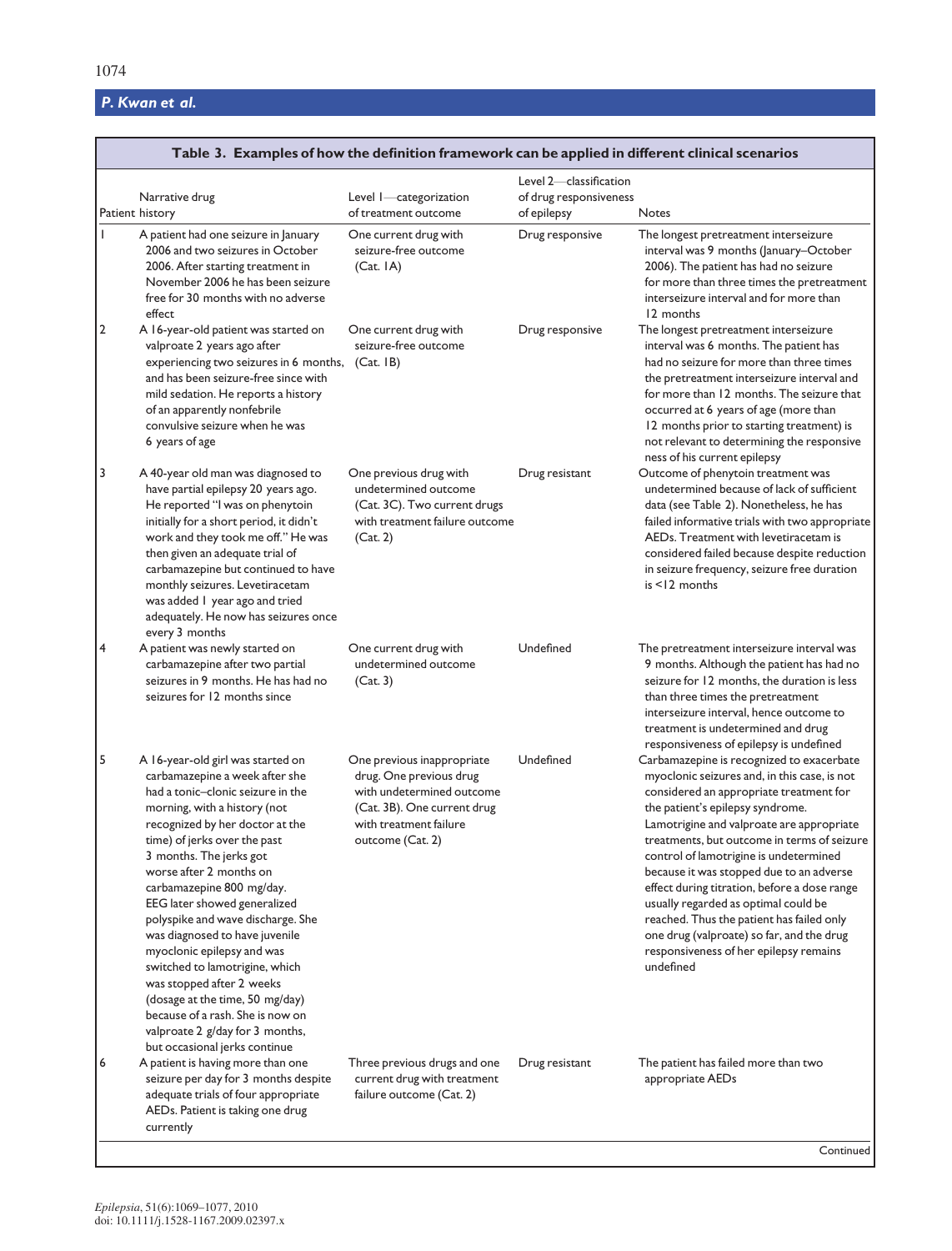**Table 3. Examples of how the definition framework can be applied in different clinical scenarios**

| Patient | Narrative drug history | Level 1—categorization of treatment outcome | Level 2—classification of drug responsiveness of epilepsy | Notes |
|---|---|---|---|---|
| 1 | A patient had one seizure in January 2006 and two seizures in October 2006. After starting treatment in November 2006 he has been seizure free for 30 months with no adverse effect | One current drug with seizure-free outcome (Cat. 1A) | Drug responsive | The longest pretreatment interseizure interval was 9 months (January–October 2006). The patient has had no seizure for more than three times the pretreatment interseizure interval and for more than 12 months |
| 2 | A 16-year-old patient was started on valproate 2 years ago after experiencing two seizures in 6 months, and has been seizure-free since with mild sedation. He reports a history of an apparently nonfebrile convulsive seizure when he was 6 years of age | One current drug with seizure-free outcome (Cat. 1B) | Drug responsive | The longest pretreatment interseizure interval was 6 months. The patient has had no seizure for more than three times the pretreatment interseizure interval and for more than 12 months. The seizure that occurred at 6 years of age (more than 12 months prior to starting treatment) is not relevant to determining the responsiveness of his current epilepsy |
| 3 | A 40-year old man was diagnosed to have partial epilepsy 20 years ago. He reported "I was on phenytoin initially for a short period, it didn't work and they took me off." He was then given an adequate trial of carbamazepine but continued to have monthly seizures. Levetiracetam was added 1 year ago and tried adequately. He now has seizures once every 3 months | One previous drug with undetermined outcome (Cat. 3C). Two current drugs with treatment failure outcome (Cat. 2) | Drug resistant | Outcome of phenytoin treatment was undetermined because of lack of sufficient data (see Table 2). Nonetheless, he has failed informative trials with two appropriate AEDs. Treatment with levetiracetam is considered failed because despite reduction in seizure frequency, seizure free duration is <12 months |
| 4 | A patient was newly started on carbamazepine after two partial seizures in 9 months. He has had no seizures for 12 months since | One current drug with undetermined outcome (Cat. 3) | Undefined | The pretreatment interseizure interval was 9 months. Although the patient has had no seizure for 12 months, the duration is less than three times the pretreatment interseizure interval, hence outcome to treatment is undetermined and drug responsiveness of epilepsy is undefined |
| 5 | A 16-year-old girl was started on carbamazepine a week after she had a tonic–clonic seizure in the morning, with a history (not recognized by her doctor at the time) of jerks over the past 3 months. The jerks got worse after 2 months on carbamazepine 800 mg/day. EEG later showed generalized polyspike and wave discharge. She was diagnosed to have juvenile myoclonic epilepsy and was switched to lamotrigine, which was stopped after 2 weeks (dosage at the time, 50 mg/day) because of a rash. She is now on valproate 2 g/day for 3 months, but occasional jerks continue | One previous inappropriate drug. One previous drug with undetermined outcome (Cat. 3B). One current drug with treatment failure outcome (Cat. 2) | Undefined | Carbamazepine is recognized to exacerbate myoclonic seizures and, in this case, is not considered an appropriate treatment for the patient's epilepsy syndrome. Lamotrigine and valproate are appropriate treatments, but outcome in terms of seizure control of lamotrigine is undetermined because it was stopped due to an adverse effect during titration, before a dose range usually regarded as optimal could be reached. Thus the patient has failed only one drug (valproate) so far, and the drug responsiveness of her epilepsy remains undefined |
| 6 | A patient is having more than one seizure per day for 3 months despite adequate trials of four appropriate AEDs. Patient is taking one drug currently | Three previous drugs and one current drug with treatment failure outcome (Cat. 2) | Drug resistant | The patient has failed more than two appropriate AEDs |

Continued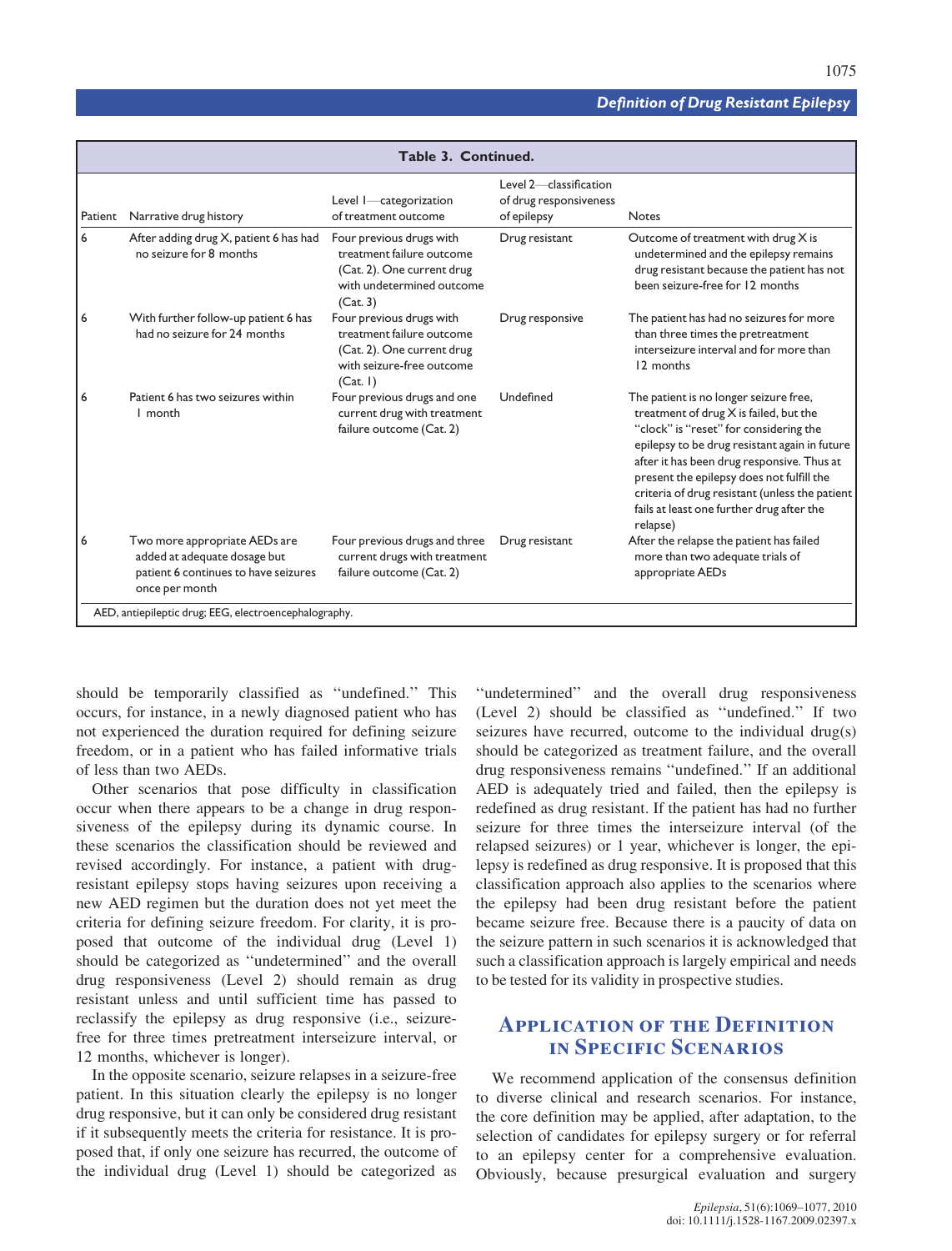**Table 3. Continued.**

| Patient | Narrative drug history | Level 1—categorization of treatment outcome | Level 2—classification of drug responsiveness of epilepsy | Notes |
|---|---|---|---|---|
| 6 | After adding drug X, patient 6 has had no seizure for 8 months | Four previous drugs with treatment failure outcome (Cat. 2). One current drug with undetermined outcome (Cat. 3) | Drug resistant | Outcome of treatment with drug X is undetermined and the epilepsy remains drug resistant because the patient has not been seizure-free for 12 months |
| 6 | With further follow-up patient 6 has had no seizure for 24 months | Four previous drugs with treatment failure outcome (Cat. 2). One current drug with seizure-free outcome (Cat. 1) | Drug responsive | The patient has had no seizures for more than three times the pretreatment interseizure interval and for more than 12 months |
| 6 | Patient 6 has two seizures within 1 month | Four previous drugs and one current drug with treatment failure outcome (Cat. 2) | Undefined | The patient is no longer seizure free, treatment of drug X is failed, but the "clock" is "reset" for considering the epilepsy to be drug resistant again in future after it has been drug responsive. Thus at present the epilepsy does not fulfill the criteria of drug resistant (unless the patient fails at least one further drug after the relapse) |
| 6 | Two more appropriate AEDs are added at adequate dosage but patient 6 continues to have seizures once per month | Four previous drugs and three current drugs with treatment failure outcome (Cat. 2) | Drug resistant | After the relapse the patient has failed more than two adequate trials of appropriate AEDs |

AED, antiepileptic drug; EEG, electroencephalography.

should be temporarily classified as "undefined." This occurs, for instance, in a newly diagnosed patient who has not experienced the duration required for defining seizure freedom, or in a patient who has failed informative trials of less than two AEDs.

Other scenarios that pose difficulty in classification occur when there appears to be a change in drug responsiveness of the epilepsy during its dynamic course. In these scenarios the classification should be reviewed and revised accordingly. For instance, a patient with drug-resistant epilepsy stops having seizures upon receiving a new AED regimen but the duration does not yet meet the criteria for defining seizure freedom. For clarity, it is proposed that outcome of the individual drug (Level 1) should be categorized as "undetermined" and the overall drug responsiveness (Level 2) should remain as drug resistant unless and until sufficient time has passed to reclassify the epilepsy as drug responsive (i.e., seizure-free for three times pretreatment interseizure interval, or 12 months, whichever is longer).

In the opposite scenario, seizure relapses in a seizure-free patient. In this situation clearly the epilepsy is no longer drug responsive, but it can only be considered drug resistant if it subsequently meets the criteria for resistance. It is proposed that, if only one seizure has recurred, the outcome of the individual drug (Level 1) should be categorized as "undetermined" and the overall drug responsiveness (Level 2) should be classified as "undefined." If two seizures have recurred, outcome to the individual drug(s) should be categorized as treatment failure, and the overall drug responsiveness remains "undefined." If an additional AED is adequately tried and failed, then the epilepsy is redefined as drug resistant. If the patient has had no further seizure for three times the interseizure interval (of the relapsed seizures) or 1 year, whichever is longer, the epilepsy is redefined as drug responsive. It is proposed that this classification approach also applies to the scenarios where the epilepsy had been drug resistant before the patient became seizure free. Because there is a paucity of data on the seizure pattern in such scenarios it is acknowledged that such a classification approach is largely empirical and needs to be tested for its validity in prospective studies.

## Application of the Definition in Specific Scenarios

We recommend application of the consensus definition to diverse clinical and research scenarios. For instance, the core definition may be applied, after adaptation, to the selection of candidates for epilepsy surgery or for referral to an epilepsy center for a comprehensive evaluation. Obviously, because presurgical evaluation and surgery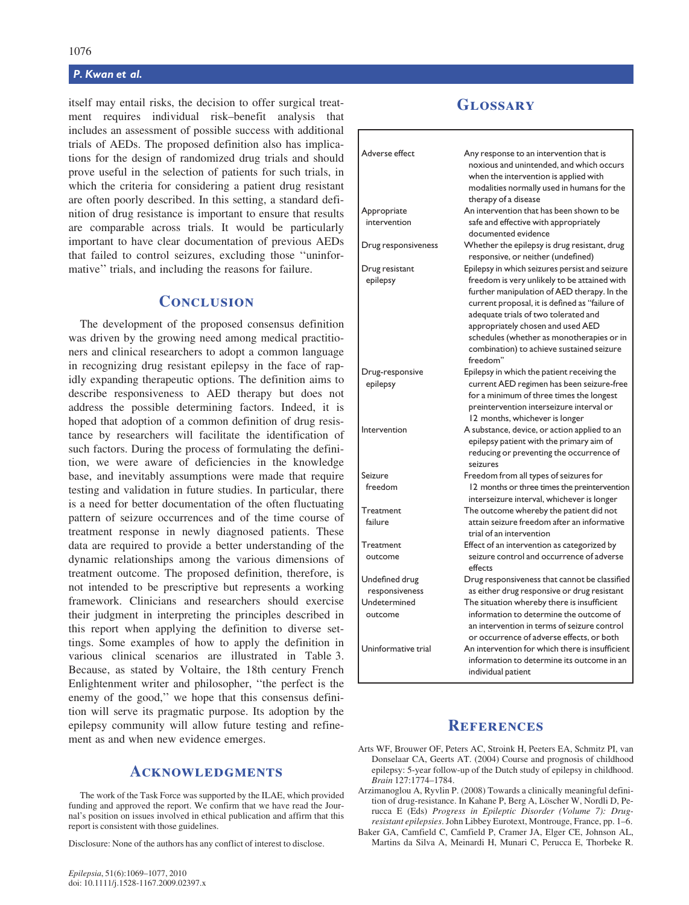itself may entail risks, the decision to offer surgical treatment requires individual risk–benefit analysis that includes an assessment of possible success with additional trials of AEDs. The proposed definition also has implications for the design of randomized drug trials and should prove useful in the selection of patients for such trials, in which the criteria for considering a patient drug resistant are often poorly described. In this setting, a standard definition of drug resistance is important to ensure that results are comparable across trials. It would be particularly important to have clear documentation of previous AEDs that failed to control seizures, excluding those ''uninformative'' trials, and including the reasons for failure.

## Conclusion

The development of the proposed consensus definition was driven by the growing need among medical practitioners and clinical researchers to adopt a common language in recognizing drug resistant epilepsy in the face of rapidly expanding therapeutic options. The definition aims to describe responsiveness to AED therapy but does not address the possible determining factors. Indeed, it is hoped that adoption of a common definition of drug resistance by researchers will facilitate the identification of such factors. During the process of formulating the definition, we were aware of deficiencies in the knowledge base, and inevitably assumptions were made that require testing and validation in future studies. In particular, there is a need for better documentation of the often fluctuating pattern of seizure occurrences and of the time course of treatment response in newly diagnosed patients. These data are required to provide a better understanding of the dynamic relationships among the various dimensions of treatment outcome. The proposed definition, therefore, is not intended to be prescriptive but represents a working framework. Clinicians and researchers should exercise their judgment in interpreting the principles described in this report when applying the definition to diverse settings. Some examples of how to apply the definition in various clinical scenarios are illustrated in Table 3. Because, as stated by Voltaire, the 18th century French Enlightenment writer and philosopher, ''the perfect is the enemy of the good,'' we hope that this consensus definition will serve its pragmatic purpose. Its adoption by the epilepsy community will allow future testing and refinement as and when new evidence emerges.

## Acknowledgments

The work of the Task Force was supported by the ILAE, which provided funding and approved the report. We confirm that we have read the Journal's position on issues involved in ethical publication and affirm that this report is consistent with those guidelines.

Disclosure: None of the authors has any conflict of interest to disclose.

## Glossary

| | |
|---|---|
| Adverse effect | Any response to an intervention that is noxious and unintended, and which occurs when the intervention is applied with modalities normally used in humans for the therapy of a disease |
| Appropriate intervention | An intervention that has been shown to be safe and effective with appropriately documented evidence |
| Drug responsiveness | Whether the epilepsy is drug resistant, drug responsive, or neither (undefined) |
| Drug resistant epilepsy | Epilepsy in which seizures persist and seizure freedom is very unlikely to be attained with further manipulation of AED therapy. In the current proposal, it is defined as "failure of adequate trials of two tolerated and appropriately chosen and used AED schedules (whether as monotherapies or in combination) to achieve sustained seizure freedom" |
| Drug-responsive epilepsy | Epilepsy in which the patient receiving the current AED regimen has been seizure-free for a minimum of three times the longest preintervention interseizure interval or 12 months, whichever is longer |
| Intervention | A substance, device, or action applied to an epilepsy patient with the primary aim of reducing or preventing the occurrence of seizures |
| Seizure freedom | Freedom from all types of seizures for 12 months or three times the preintervention interseizure interval, whichever is longer |
| Treatment failure | The outcome whereby the patient did not attain seizure freedom after an informative trial of an intervention |
| Treatment outcome | Effect of an intervention as categorized by seizure control and occurrence of adverse effects |
| Undefined drug responsiveness | Drug responsiveness that cannot be classified as either drug responsive or drug resistant |
| Undetermined outcome | The situation whereby there is insufficient information to determine the outcome of an intervention in terms of seizure control or occurrence of adverse effects, or both |
| Uninformative trial | An intervention for which there is insufficient information to determine its outcome in an individual patient |

## References

Arts WF, Brouwer OF, Peters AC, Stroink H, Peeters EA, Schmitz PI, van Donselaar CA, Geerts AT. (2004) Course and prognosis of childhood epilepsy: 5-year follow-up of the Dutch study of epilepsy in childhood. *Brain* 127:1774–1784.

Arzimanoglou A, Ryvlin P. (2008) Towards a clinically meaningful definition of drug-resistance. In Kahane P, Berg A, Löscher W, Nordli D, Perucca E (Eds) *Progress in Epileptic Disorder (Volume 7): Drug-resistant epilepsies*. John Libbey Eurotext, Montrouge, France, pp. 1–6.

Baker GA, Camfield C, Camfield P, Cramer JA, Elger CE, Johnson AL, Martins da Silva A, Meinardi H, Munari C, Perucca E, Thorbeke R.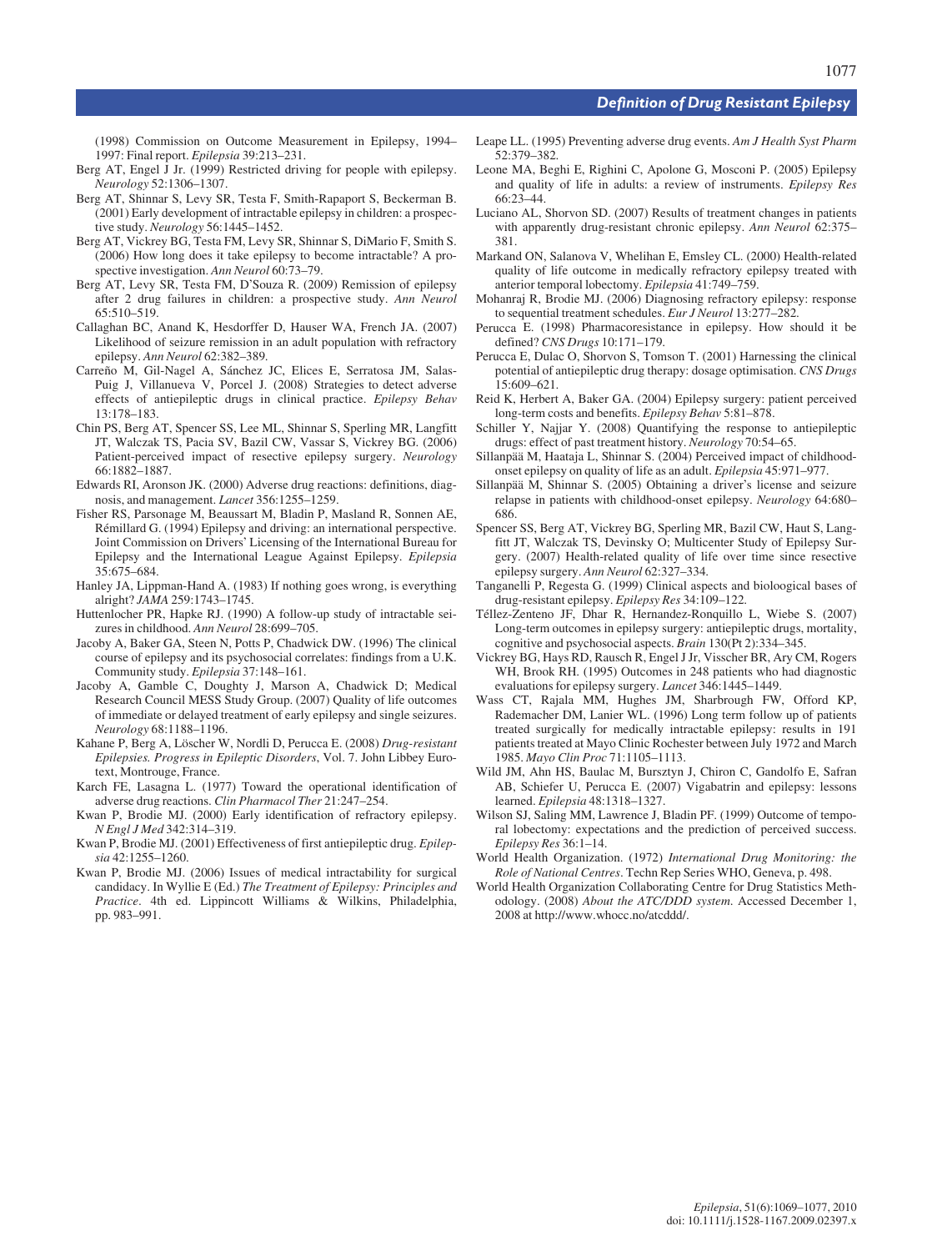(1998) Commission on Outcome Measurement in Epilepsy, 1994–1997: Final report. *Epilepsia* 39:213–231.

Berg AT, Engel J Jr. (1999) Restricted driving for people with epilepsy. *Neurology* 52:1306–1307.

Berg AT, Shinnar S, Levy SR, Testa F, Smith-Rapaport S, Beckerman B. (2001) Early development of intractable epilepsy in children: a prospective study. *Neurology* 56:1445–1452.

Berg AT, Vickrey BG, Testa FM, Levy SR, Shinnar S, DiMario F, Smith S. (2006) How long does it take epilepsy to become intractable? A prospective investigation. *Ann Neurol* 60:73–79.

Berg AT, Levy SR, Testa FM, D'Souza R. (2009) Remission of epilepsy after 2 drug failures in children: a prospective study. *Ann Neurol* 65:510–519.

Callaghan BC, Anand K, Hesdorffer D, Hauser WA, French JA. (2007) Likelihood of seizure remission in an adult population with refractory epilepsy. *Ann Neurol* 62:382–389.

Carreño M, Gil-Nagel A, Sánchez JC, Elices E, Serratosa JM, Salas-Puig J, Villanueva V, Porcel J. (2008) Strategies to detect adverse effects of antiepileptic drugs in clinical practice. *Epilepsy Behav* 13:178–183.

Chin PS, Berg AT, Spencer SS, Lee ML, Shinnar S, Sperling MR, Langfitt JT, Walczak TS, Pacia SV, Bazil CW, Vassar S, Vickrey BG. (2006) Patient-perceived impact of resective epilepsy surgery. *Neurology* 66:1882–1887.

Edwards RI, Aronson JK. (2000) Adverse drug reactions: definitions, diagnosis, and management. *Lancet* 356:1255–1259.

Fisher RS, Parsonage M, Beaussart M, Bladin P, Masland R, Sonnen AE, Rémillard G. (1994) Epilepsy and driving: an international perspective. Joint Commission on Drivers' Licensing of the International Bureau for Epilepsy and the International League Against Epilepsy. *Epilepsia* 35:675–684.

Hanley JA, Lippman-Hand A. (1983) If nothing goes wrong, is everything alright? *JAMA* 259:1743–1745.

Huttenlocher PR, Hapke RJ. (1990) A follow-up study of intractable seizures in childhood. *Ann Neurol* 28:699–705.

Jacoby A, Baker GA, Steen N, Potts P, Chadwick DW. (1996) The clinical course of epilepsy and its psychosocial correlates: findings from a U.K. Community study. *Epilepsia* 37:148–161.

Jacoby A, Gamble C, Doughty J, Marson A, Chadwick D; Medical Research Council MESS Study Group. (2007) Quality of life outcomes of immediate or delayed treatment of early epilepsy and single seizures. *Neurology* 68:1188–1196.

Kahane P, Berg A, Löscher W, Nordli D, Perucca E. (2008) *Drug-resistant Epilepsies. Progress in Epileptic Disorders*, Vol. 7. John Libbey Eurotext, Montrouge, France.

Karch FE, Lasagna L. (1977) Toward the operational identification of adverse drug reactions. *Clin Pharmacol Ther* 21:247–254.

Kwan P, Brodie MJ. (2000) Early identification of refractory epilepsy. *N Engl J Med* 342:314–319.

Kwan P, Brodie MJ. (2001) Effectiveness of first antiepileptic drug. *Epilepsia* 42:1255–1260.

Kwan P, Brodie MJ. (2006) Issues of medical intractability for surgical candidacy. In Wyllie E (Ed.) *The Treatment of Epilepsy: Principles and Practice*. 4th ed. Lippincott Williams & Wilkins, Philadelphia, pp. 983–991.

Leape LL. (1995) Preventing adverse drug events. *Am J Health Syst Pharm* 52:379–382.

Leone MA, Beghi E, Righini C, Apolone G, Mosconi P. (2005) Epilepsy and quality of life in adults: a review of instruments. *Epilepsy Res* 66:23–44.

Luciano AL, Shorvon SD. (2007) Results of treatment changes in patients with apparently drug-resistant chronic epilepsy. *Ann Neurol* 62:375–381.

Markand ON, Salanova V, Whelihan E, Emsley CL. (2000) Health-related quality of life outcome in medically refractory epilepsy treated with anterior temporal lobectomy. *Epilepsia* 41:749–759.

Mohanraj R, Brodie MJ. (2006) Diagnosing refractory epilepsy: response to sequential treatment schedules. *Eur J Neurol* 13:277–282.

Perucca E. (1998) Pharmacoresistance in epilepsy. How should it be defined? *CNS Drugs* 10:171–179.

Perucca E, Dulac O, Shorvon S, Tomson T. (2001) Harnessing the clinical potential of antiepileptic drug therapy: dosage optimisation. *CNS Drugs* 15:609–621.

Reid K, Herbert A, Baker GA. (2004) Epilepsy surgery: patient perceived long-term costs and benefits. *Epilepsy Behav* 5:81–878.

Schiller Y, Najjar Y. (2008) Quantifying the response to antiepileptic drugs: effect of past treatment history. *Neurology* 70:54–65.

Sillanpää M, Haataja L, Shinnar S. (2004) Perceived impact of childhood-onset epilepsy on quality of life as an adult. *Epilepsia* 45:971–977.

Sillanpää M, Shinnar S. (2005) Obtaining a driver's license and seizure relapse in patients with childhood-onset epilepsy. *Neurology* 64:680–686.

Spencer SS, Berg AT, Vickrey BG, Sperling MR, Bazil CW, Haut S, Langfitt JT, Walczak TS, Devinsky O; Multicenter Study of Epilepsy Surgery. (2007) Health-related quality of life over time since resective epilepsy surgery. *Ann Neurol* 62:327–334.

Tanganelli P, Regesta G. (1999) Clinical aspects and bioloogical bases of drug-resistant epilepsy. *Epilepsy Res* 34:109–122.

Téllez-Zenteno JF, Dhar R, Hernandez-Ronquillo L, Wiebe S. (2007) Long-term outcomes in epilepsy surgery: antiepileptic drugs, mortality, cognitive and psychosocial aspects. *Brain* 130(Pt 2):334–345.

Vickrey BG, Hays RD, Rausch R, Engel J Jr, Visscher BR, Ary CM, Rogers WH, Brook RH. (1995) Outcomes in 248 patients who had diagnostic evaluations for epilepsy surgery. *Lancet* 346:1445–1449.

Wass CT, Rajala MM, Hughes JM, Sharbrough FW, Offord KP, Rademacher DM, Lanier WL. (1996) Long term follow up of patients treated surgically for medically intractable epilepsy: results in 191 patients treated at Mayo Clinic Rochester between July 1972 and March 1985. *Mayo Clin Proc* 71:1105–1113.

Wild JM, Ahn HS, Baulac M, Bursztyn J, Chiron C, Gandolfo E, Safran AB, Schiefer U, Perucca E. (2007) Vigabatrin and epilepsy: lessons learned. *Epilepsia* 48:1318–1327.

Wilson SJ, Saling MM, Lawrence J, Bladin PF. (1999) Outcome of temporal lobectomy: expectations and the prediction of perceived success. *Epilepsy Res* 36:1–14.

World Health Organization. (1972) *International Drug Monitoring: the Role of National Centres*. Techn Rep Series WHO, Geneva, p. 498.

World Health Organization Collaborating Centre for Drug Statistics Methodology. (2008) *About the ATC/DDD system.* Accessed December 1, 2008 at http://www.whocc.no/atcddd/.